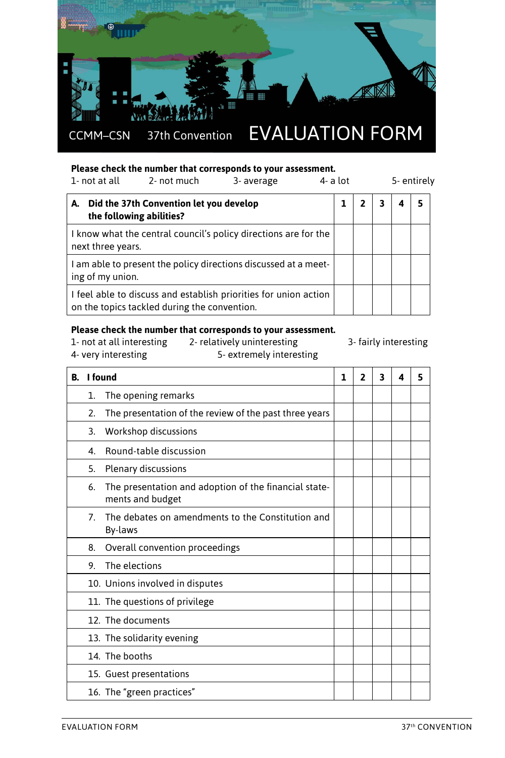CCMM–CSN 37th Convention

# EVALUATION FORM

**Please check the number that corresponds to your assessment.**

1- not at all 2- not much 3- average 4- a lot 5- entirely

| **A. Did the 37th Convention let you develop the following abilities?** | **1** | **2** | **3** | **4** | **5** |
|---|---|---|---|---|---|
| I know what the central council's policy directions are for the next three years. | | | | | |
| I am able to present the policy directions discussed at a meeting of my union. | | | | | |
| I feel able to discuss and establish priorities for union action on the topics tackled during the convention. | | | | | |

**Please check the number that corresponds to your assessment.**

1- not at all interesting 2- relatively uninteresting 3- fairly interesting 4- very interesting 5- extremely interesting

| **B. I found** | **1** | **2** | **3** | **4** | **5** |
|---|---|---|---|---|---|
| 1. The opening remarks | | | | | |
| 2. The presentation of the review of the past three years | | | | | |
| 3. Workshop discussions | | | | | |
| 4. Round-table discussion | | | | | |
| 5. Plenary discussions | | | | | |
| 6. The presentation and adoption of the financial statements and budget | | | | | |
| 7. The debates on amendments to the Constitution and By-laws | | | | | |
| 8. Overall convention proceedings | | | | | |
| 9. The elections | | | | | |
| 10. Unions involved in disputes | | | | | |
| 11. The questions of privilege | | | | | |
| 12. The documents | | | | | |
| 13. The solidarity evening | | | | | |
| 14. The booths | | | | | |
| 15. Guest presentations | | | | | |
| 16. The "green practices" | | | | | |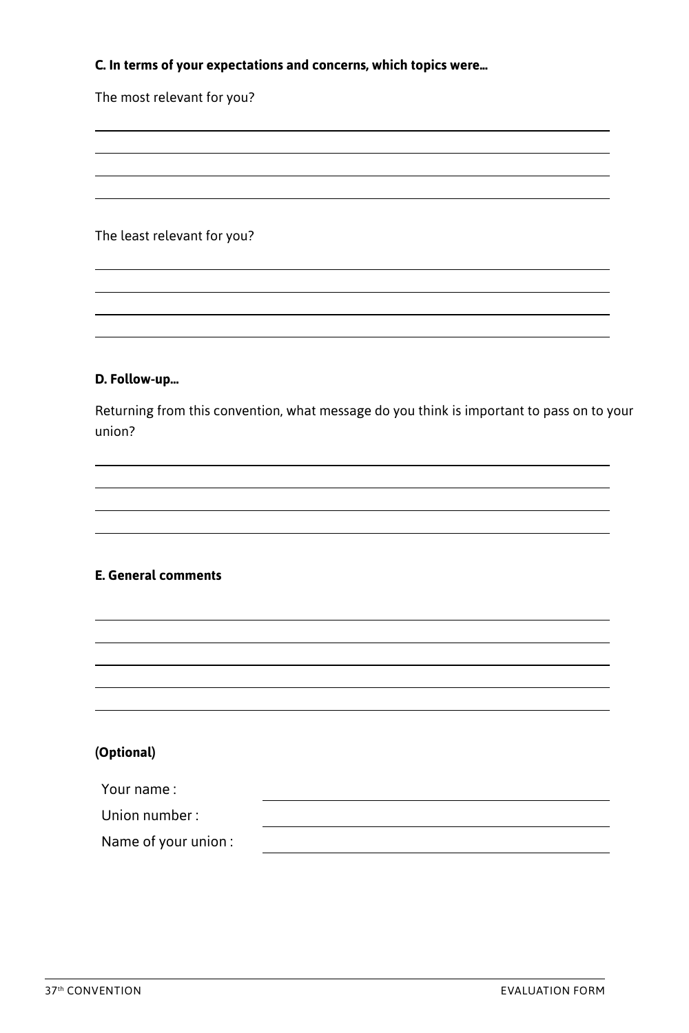**C. In terms of your expectations and concerns, which topics were...**

The most relevant for you?

The least relevant for you?

**D. Follow-up...**

Returning from this convention, what message do you think is important to pass on to your union?

**E. General comments**

**(Optional)**

Your name :

Union number :

Name of your union :